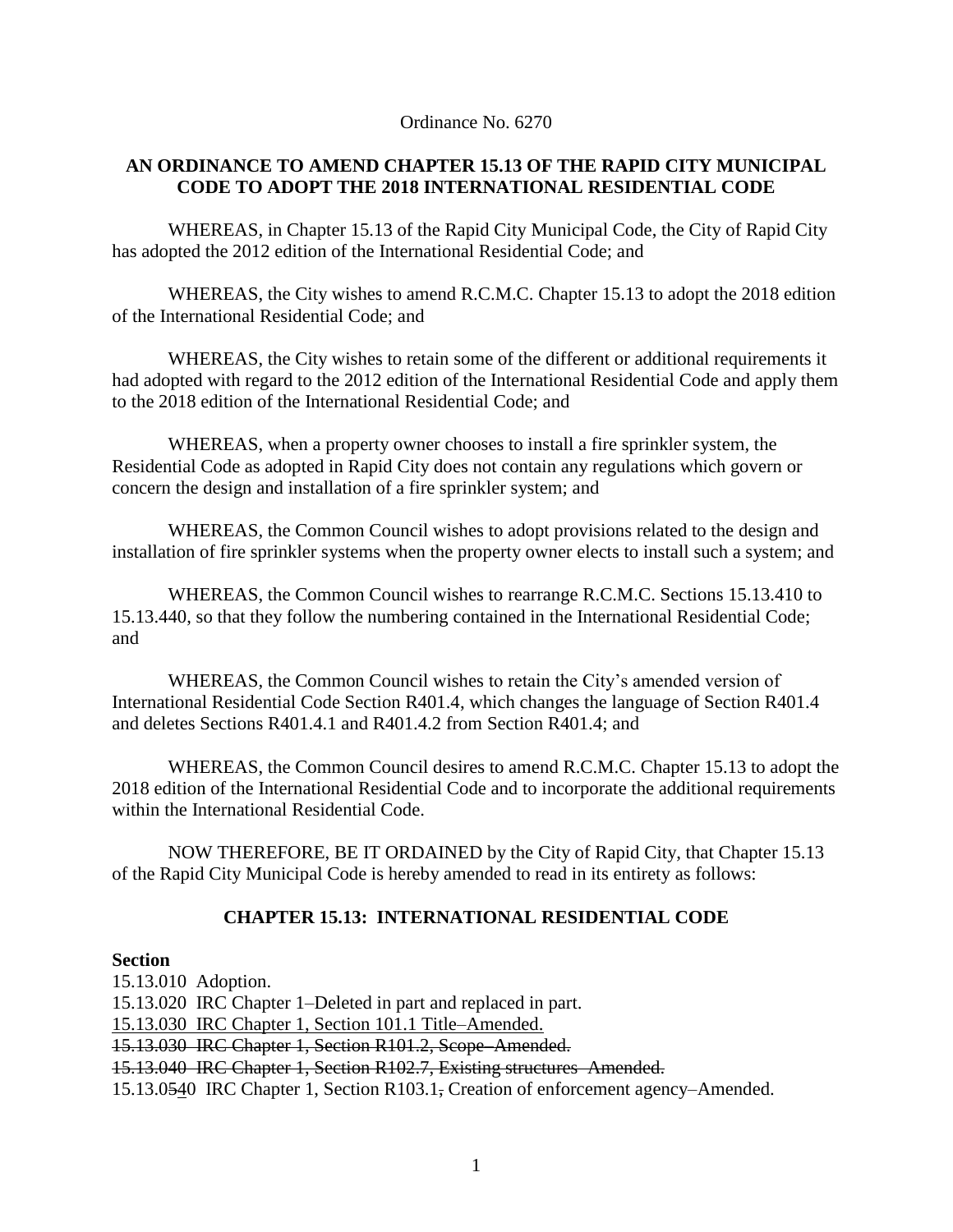Ordinance No. 6270

## AN ORDINANCE TO AMEND CHAPTER 15.13 OF THE RAPID CITY MUNICIPAL CODE TO ADOPT THE 2018 INTERNATIONAL RESIDENTIAL CODE

WHEREAS, in Chapter 15.13 of the Rapid City Municipal Code, the City of Rapid City has adopted the 2012 edition of the International Residential Code; and

WHEREAS, the City wishes to amend R.C.M.C. Chapter 15.13 to adopt the 2018 edition of the International Residential Code; and

WHEREAS, the City wishes to retain some of the different or additional requirements it had adopted with regard to the 2012 edition of the International Residential Code and apply them to the 2018 edition of the International Residential Code; and

WHEREAS, when a property owner chooses to install a fire sprinkler system, the Residential Code as adopted in Rapid City does not contain any regulations which govern or concern the design and installation of a fire sprinkler system; and

WHEREAS, the Common Council wishes to adopt provisions related to the design and installation of fire sprinkler systems when the property owner elects to install such a system; and

WHEREAS, the Common Council wishes to rearrange R.C.M.C. Sections 15.13.410 to 15.13.440, so that they follow the numbering contained in the International Residential Code; and

WHEREAS, the Common Council wishes to retain the City's amended version of International Residential Code Section R401.4, which changes the language of Section R401.4 and deletes Sections R401.4.1 and R401.4.2 from Section R401.4; and

WHEREAS, the Common Council desires to amend R.C.M.C. Chapter 15.13 to adopt the 2018 edition of the International Residential Code and to incorporate the additional requirements within the International Residential Code.

NOW THEREFORE, BE IT ORDAINED by the City of Rapid City, that Chapter 15.13 of the Rapid City Municipal Code is hereby amended to read in its entirety as follows:

### CHAPTER 15.13: INTERNATIONAL RESIDENTIAL CODE

**Section**

15.13.010 Adoption.
15.13.020 IRC Chapter 1–Deleted in part and replaced in part.
<u>15.13.030 IRC Chapter 1, Section 101.1 Title–Amended.</u>
~~15.13.030 IRC Chapter 1, Section R101.2, Scope–Amended.~~
~~15.13.040 IRC Chapter 1, Section R102.7, Existing structures Amended.~~
15.13.0~~5~~<u>4</u>0 IRC Chapter 1, Section R103.1~~,~~ Creation of enforcement agency–Amended.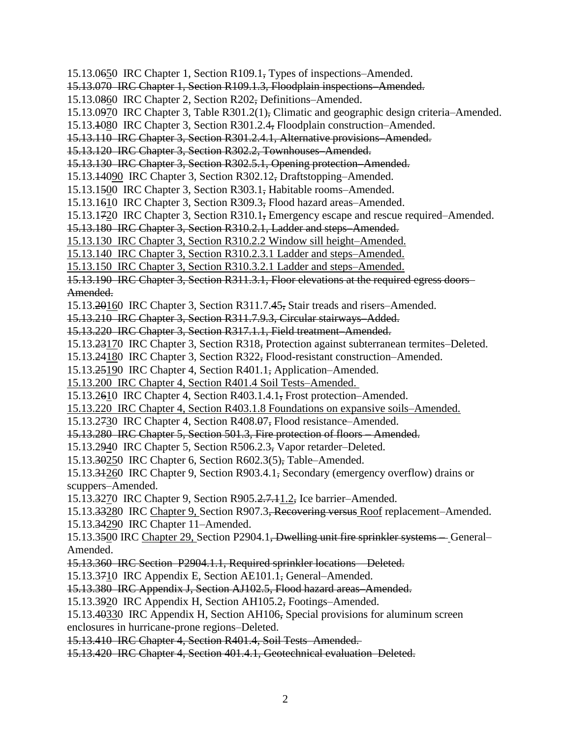15.13.0~~6~~<u>5</u>0 IRC Chapter 1, Section R109.1~~,~~ Types of inspections–Amended.

~~15.13.070 IRC Chapter 1, Section R109.1.3, Floodplain inspections–Amended.~~

15.13.0~~8~~<u>6</u>0 IRC Chapter 2, Section R202~~,~~ Definitions–Amended.

15.13.0~~9~~<u>7</u>0 IRC Chapter 3, Table R301.2(1)~~,~~ Climatic and geographic design criteria–Amended.

15.13.~~1~~0<u>8</u>0 IRC Chapter 3, Section R301.2.4~~,~~ Floodplain construction–Amended.

~~15.13.110 IRC Chapter 3, Section R301.2.4.1, Alternative provisions–Amended.~~

~~15.13.120 IRC Chapter 3, Section R302.2, Townhouses–Amended.~~

~~15.13.130 IRC Chapter 3, Section R302.5.1, Opening protection–Amended.~~

15.13.~~14~~0<u>9</u>0 IRC Chapter 3, Section R302.12~~,~~ Draftstopping–Amended.

15.13.1~~5~~<u>0</u>0 IRC Chapter 3, Section R303.1~~,~~ Habitable rooms–Amended.

15.13.1~~6~~<u>1</u>0 IRC Chapter 3, Section R309.3~~,~~ Flood hazard areas–Amended.

15.13.1~~7~~<u>2</u>0 IRC Chapter 3, Section R310.1~~,~~ Emergency escape and rescue required–Amended.

~~15.13.180 IRC Chapter 3, Section R310.2.1, Ladder and steps–Amended.~~

<u>15.13.130 IRC Chapter 3, Section R310.2.2 Window sill height–Amended.</u>

<u>15.13.140 IRC Chapter 3, Section R310.2.3.1 Ladder and steps–Amended.</u>

<u>15.13.150 IRC Chapter 3, Section R310.3.2.1 Ladder and steps–Amended.</u>

~~15.13.190 IRC Chapter 3, Section R311.3.1, Floor elevations at the required egress doors–Amended.~~

15.13.~~20~~<u>16</u>0 IRC Chapter 3, Section R311.7.~~4~~5~~,~~ Stair treads and risers–Amended.

~~15.13.210 IRC Chapter 3, Section R311.7.9.3, Circular stairways–Added.~~

~~15.13.220 IRC Chapter 3, Section R317.1.1, Field treatment–Amended.~~

15.13.~~23~~<u>17</u>0 IRC Chapter 3, Section R318~~,~~ Protection against subterranean termites–Deleted.

15.13.~~24~~<u>18</u>0 IRC Chapter 3, Section R322~~,~~ Flood-resistant construction–Amended.

15.13.~~25~~<u>19</u>0 IRC Chapter 4, Section R401.1~~,~~ Application–Amended.

<u>15.13.200 IRC Chapter 4, Section R401.4 Soil Tests–Amended.</u>

15.13.2~~6~~<u>1</u>0 IRC Chapter 4, Section R403.1.4.1~~,~~ Frost protection–Amended.

<u>15.13.220 IRC Chapter 4, Section R403.1.8 Foundations on expansive soils–Amended.</u>

15.13.2~~7~~<u>3</u>0 IRC Chapter 4, Section R408.~~0~~7~~,~~ Flood resistance–Amended.

~~15.13.280 IRC Chapter 5, Section 501.3, Fire protection of floors – Amended.~~

15.13.2~~9~~<u>4</u>0 IRC Chapter 5, Section R506.2.3~~,~~ Vapor retarder–Deleted.

15.13.~~30~~<u>25</u>0 IRC Chapter 6, Section R602.3(5)~~,~~ Table–Amended.

15.13.~~31~~<u>26</u>0 IRC Chapter 9, Section R903.4.1~~,~~ Secondary (emergency overflow) drains or scuppers–Amended.

15.13.~~3~~2<u>7</u>0 IRC Chapter 9, Section R905.~~2.7.1~~<u>1.2</u>~~,~~ Ice barrier–Amended.

15.13.~~33~~<u>28</u>0 IRC <u>Chapter 9,</u> Section R907.3~~, Recovering versus~~ <u>Roof</u> replacement–Amended.

15.13.~~34~~<u>29</u>0 IRC Chapter 11–Amended.

15.13.3~~5~~<u>0</u>0 IRC <u>Chapter 29,</u> Section P2904.1~~, Dwelling unit fire sprinkler systems –~~ General–Amended.

~~15.13.360 IRC Section P2904.1.1, Required sprinkler locations – Deleted.~~

15.13.3~~7~~<u>1</u>0 IRC Appendix E, Section AE101.1~~,~~ General–Amended.

~~15.13.380 IRC Appendix J, Section AJ102.5, Flood hazard areas–Amended.~~

15.13.3~~9~~<u>2</u>0 IRC Appendix H, Section AH105.2~~,~~ Footings–Amended.

15.13.~~40~~<u>33</u>0 IRC Appendix H, Section AH106~~,~~ Special provisions for aluminum screen enclosures in hurricane-prone regions–Deleted.

~~15.13.410 IRC Chapter 4, Section R401.4, Soil Tests Amended.~~

~~15.13.420 IRC Chapter 4, Section 401.4.1, Geotechnical evaluation Deleted.~~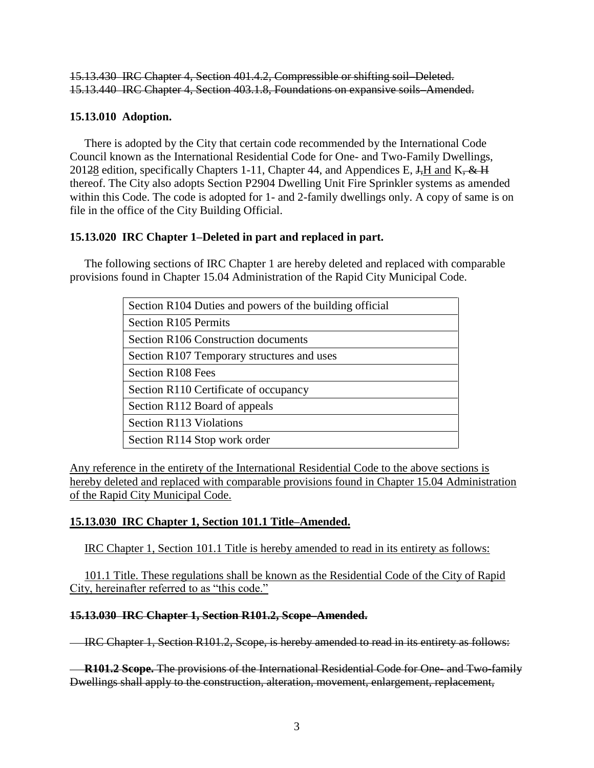~~15.13.430 IRC Chapter 4, Section 401.4.2, Compressible or shifting soil–Deleted.~~
~~15.13.440 IRC Chapter 4, Section 403.1.8, Foundations on expansive soils–Amended.~~

**15.13.010 Adoption.**

There is adopted by the City that certain code recommended by the International Code Council known as the International Residential Code for One- and Two-Family Dwellings, 201~~2~~<u>8</u> edition, specifically Chapters 1-11, Chapter 44, and Appendices E, ~~J,~~<u>H and</u> K~~, & H~~ thereof. The City also adopts Section P2904 Dwelling Unit Fire Sprinkler systems as amended within this Code. The code is adopted for 1- and 2-family dwellings only. A copy of same is on file in the office of the City Building Official.

**15.13.020 IRC Chapter 1–Deleted in part and replaced in part.**

The following sections of IRC Chapter 1 are hereby deleted and replaced with comparable provisions found in Chapter 15.04 Administration of the Rapid City Municipal Code.

| Section |
|---|
| Section R104 Duties and powers of the building official |
| Section R105 Permits |
| Section R106 Construction documents |
| Section R107 Temporary structures and uses |
| Section R108 Fees |
| Section R110 Certificate of occupancy |
| Section R112 Board of appeals |
| Section R113 Violations |
| Section R114 Stop work order |

<u>Any reference in the entirety of the International Residential Code to the above sections is hereby deleted and replaced with comparable provisions found in Chapter 15.04 Administration of the Rapid City Municipal Code.</u>

**<u>15.13.030 IRC Chapter 1, Section 101.1 Title–Amended.</u>**

<u>IRC Chapter 1, Section 101.1 Title is hereby amended to read in its entirety as follows:</u>

<u>101.1 Title. These regulations shall be known as the Residential Code of the City of Rapid City, hereinafter referred to as "this code."</u>

~~**15.13.030 IRC Chapter 1, Section R101.2, Scope–Amended.**~~

~~IRC Chapter 1, Section R101.2, Scope, is hereby amended to read in its entirety as follows:~~

~~**R101.2 Scope.** The provisions of the International Residential Code for One- and Two-family Dwellings shall apply to the construction, alteration, movement, enlargement, replacement,~~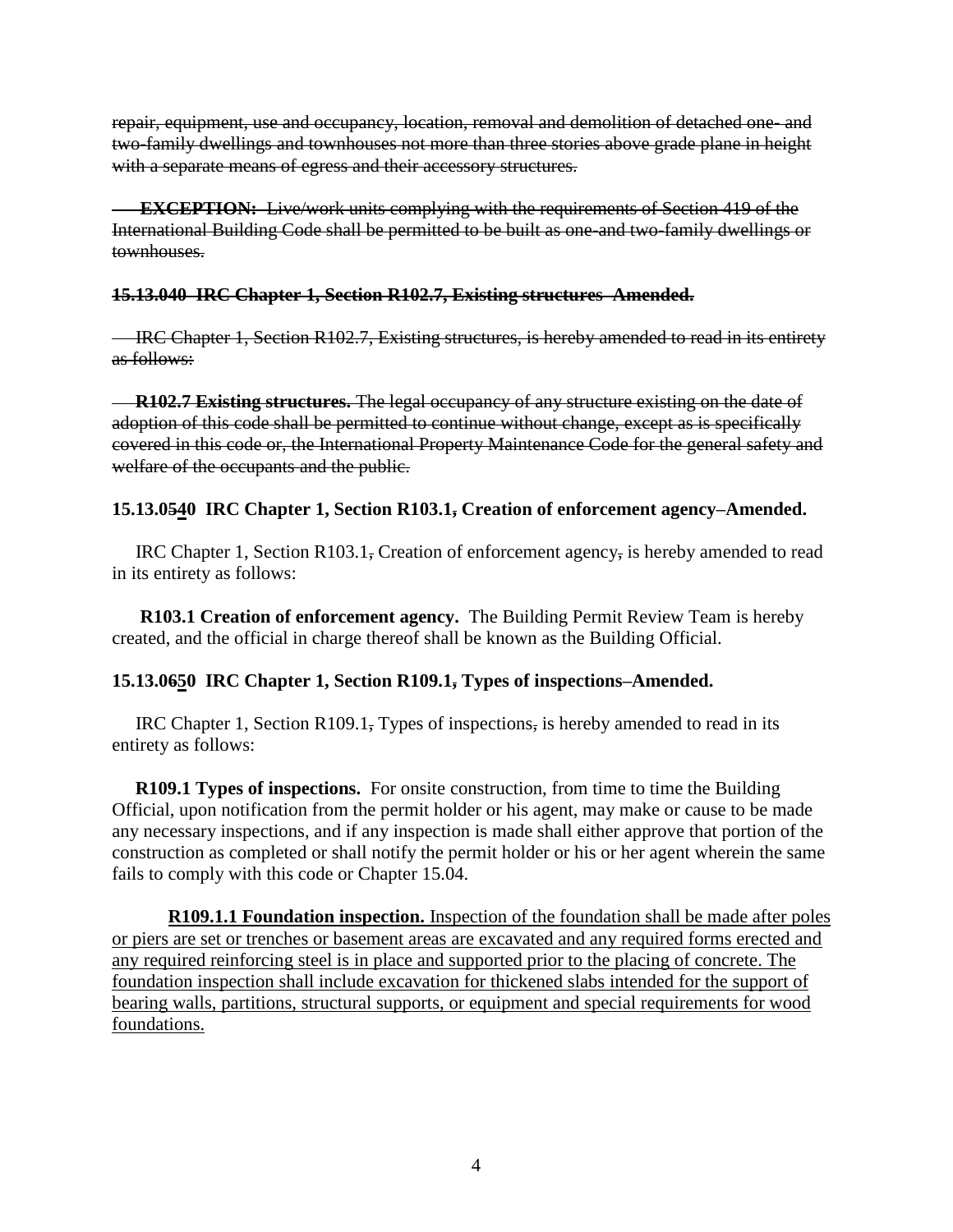~~repair, equipment, use and occupancy, location, removal and demolition of detached one- and two-family dwellings and townhouses not more than three stories above grade plane in height with a separate means of egress and their accessory structures.~~

~~**EXCEPTION:** Live/work units complying with the requirements of Section 419 of the International Building Code shall be permitted to be built as one-and two-family dwellings or townhouses.~~

~~**15.13.040 IRC Chapter 1, Section R102.7, Existing structures–Amended.**~~

~~IRC Chapter 1, Section R102.7, Existing structures, is hereby amended to read in its entirety as follows:~~

~~**R102.7 Existing structures.** The legal occupancy of any structure existing on the date of adoption of this code shall be permitted to continue without change, except as is specifically covered in this code or, the International Property Maintenance Code for the general safety and welfare of the occupants and the public.~~

**15.13.0~~5~~<u>4</u>0 IRC Chapter 1, Section R103.1~~,~~ Creation of enforcement agency–Amended.**

IRC Chapter 1, Section R103.1~~,~~ Creation of enforcement agency~~,~~ is hereby amended to read in its entirety as follows:

**R103.1 Creation of enforcement agency.** The Building Permit Review Team is hereby created, and the official in charge thereof shall be known as the Building Official.

**15.13.0~~6~~<u>5</u>0 IRC Chapter 1, Section R109.1~~,~~ Types of inspections–Amended.**

IRC Chapter 1, Section R109.1~~,~~ Types of inspections~~,~~ is hereby amended to read in its entirety as follows:

**R109.1 Types of inspections.** For onsite construction, from time to time the Building Official, upon notification from the permit holder or his agent, may make or cause to be made any necessary inspections, and if any inspection is made shall either approve that portion of the construction as completed or shall notify the permit holder or his or her agent wherein the same fails to comply with this code or Chapter 15.04.

<u>**R109.1.1 Foundation inspection.** Inspection of the foundation shall be made after poles or piers are set or trenches or basement areas are excavated and any required forms erected and any required reinforcing steel is in place and supported prior to the placing of concrete. The foundation inspection shall include excavation for thickened slabs intended for the support of bearing walls, partitions, structural supports, or equipment and special requirements for wood foundations.</u>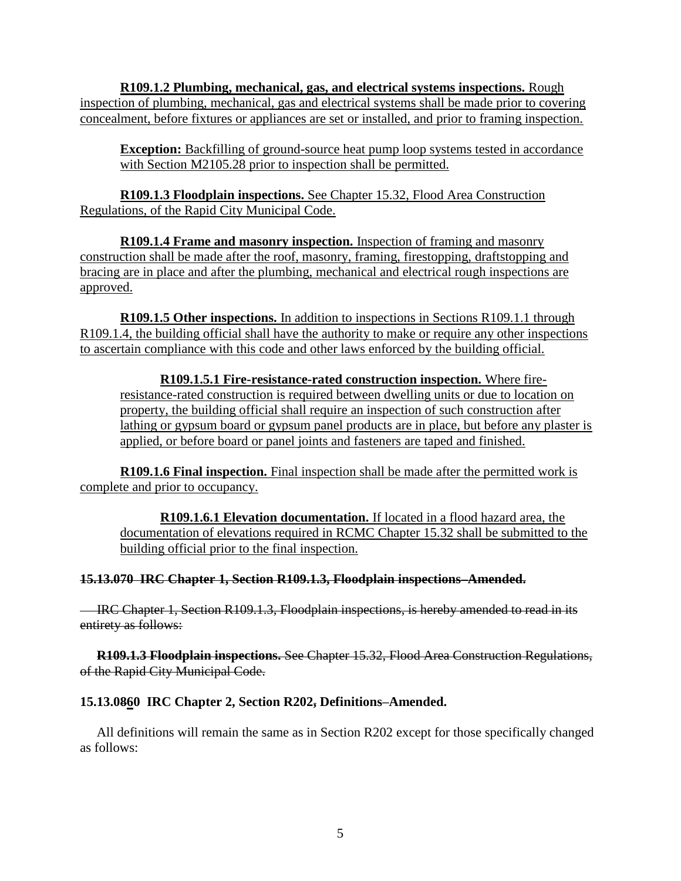<u>**R109.1.2 Plumbing, mechanical, gas, and electrical systems inspections.** Rough inspection of plumbing, mechanical, gas and electrical systems shall be made prior to covering concealment, before fixtures or appliances are set or installed, and prior to framing inspection.</u>

> <u>**Exception:** Backfilling of ground-source heat pump loop systems tested in accordance with Section M2105.28 prior to inspection shall be permitted.</u>

<u>**R109.1.3 Floodplain inspections.** See Chapter 15.32, Flood Area Construction Regulations, of the Rapid City Municipal Code.</u>

<u>**R109.1.4 Frame and masonry inspection.** Inspection of framing and masonry construction shall be made after the roof, masonry, framing, firestopping, draftstopping and bracing are in place and after the plumbing, mechanical and electrical rough inspections are approved.</u>

<u>**R109.1.5 Other inspections.** In addition to inspections in Sections R109.1.1 through R109.1.4, the building official shall have the authority to make or require any other inspections to ascertain compliance with this code and other laws enforced by the building official.</u>

> <u>**R109.1.5.1 Fire-resistance-rated construction inspection.** Where fire-resistance-rated construction is required between dwelling units or due to location on property, the building official shall require an inspection of such construction after lathing or gypsum board or gypsum panel products are in place, but before any plaster is applied, or before board or panel joints and fasteners are taped and finished.</u>

<u>**R109.1.6 Final inspection.** Final inspection shall be made after the permitted work is complete and prior to occupancy.</u>

> <u>**R109.1.6.1 Elevation documentation.** If located in a flood hazard area, the documentation of elevations required in RCMC Chapter 15.32 shall be submitted to the building official prior to the final inspection.</u>

~~**15.13.070 IRC Chapter 1, Section R109.1.3, Floodplain inspections–Amended.**~~

~~IRC Chapter 1, Section R109.1.3, Floodplain inspections, is hereby amended to read in its entirety as follows:~~

~~**R109.1.3 Floodplain inspections.** See Chapter 15.32, Flood Area Construction Regulations, of the Rapid City Municipal Code.~~

**15.13.0~~8~~<u>6</u>0 IRC Chapter 2, Section R202~~,~~ Definitions–Amended.**

All definitions will remain the same as in Section R202 except for those specifically changed as follows: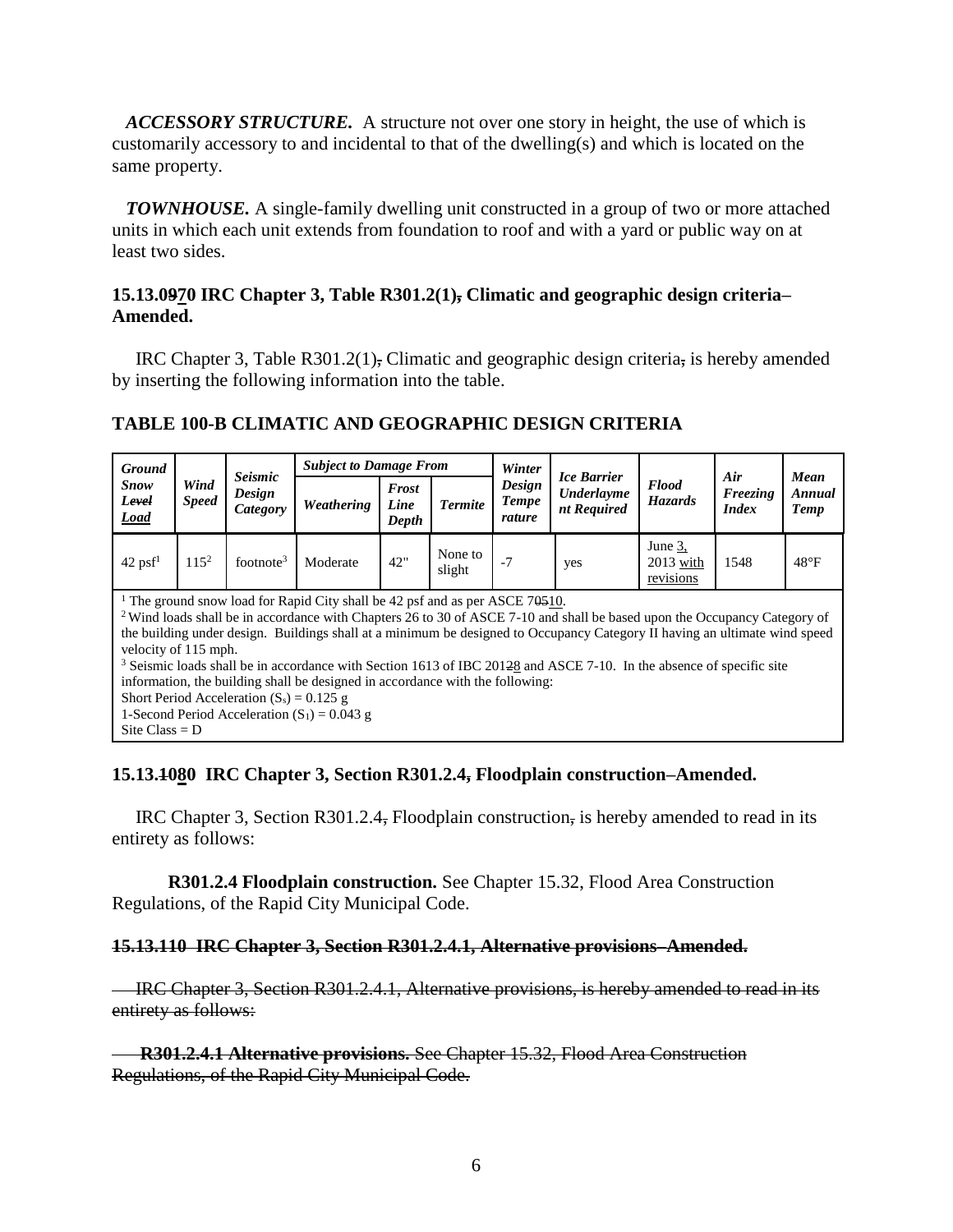*ACCESSORY STRUCTURE.* A structure not over one story in height, the use of which is customarily accessory to and incidental to that of the dwelling(s) and which is located on the same property.

*TOWNHOUSE.* A single-family dwelling unit constructed in a group of two or more attached units in which each unit extends from foundation to roof and with a yard or public way on at least two sides.

### 15.13.~~09~~70 IRC Chapter 3, Table R301.2(1)~~,~~ Climatic and geographic design criteria–Amended.

IRC Chapter 3, Table R301.2(1)~~,~~ Climatic and geographic design criteria~~,~~ is hereby amended by inserting the following information into the table.

### TABLE 100-B CLIMATIC AND GEOGRAPHIC DESIGN CRITERIA

| *Ground Snow ~~Level~~ Load* | *Wind Speed* | *Seismic Design Category* | *Subject to Damage From* | | | *Winter Design Temperature* | *Ice Barrier Underlayment Required* | *Flood Hazards* | *Air Freezing Index* | *Mean Annual Temp* |
|---|---|---|---|---|---|---|---|---|---|---|
| | | | *Weathering* | *Frost Line Depth* | *Termite* | | | | | |
| 42 psf[1] | 115[2] | footnote[3] | Moderate | 42" | None to slight | -7 | yes | June 3, 2013 with revisions | 1548 | 48°F |

[1] The ground snow load for Rapid City shall be 42 psf and as per ASCE 7~~05~~10.
[2] Wind loads shall be in accordance with Chapters 26 to 30 of ASCE 7-10 and shall be based upon the Occupancy Category of the building under design. Buildings shall at a minimum be designed to Occupancy Category II having an ultimate wind speed velocity of 115 mph.
[3] Seismic loads shall be in accordance with Section 1613 of IBC 201~~2~~8 and ASCE 7-10. In the absence of specific site information, the building shall be designed in accordance with the following:
Short Period Acceleration ($S_s$) = 0.125 g
1-Second Period Acceleration ($S_1$) = 0.043 g
Site Class = D

### 15.13.~~10~~80 IRC Chapter 3, Section R301.2.4~~,~~ Floodplain construction–Amended.

IRC Chapter 3, Section R301.2.4~~,~~ Floodplain construction~~,~~ is hereby amended to read in its entirety as follows:

**R301.2.4 Floodplain construction.** See Chapter 15.32, Flood Area Construction Regulations, of the Rapid City Municipal Code.

### ~~15.13.110 IRC Chapter 3, Section R301.2.4.1, Alternative provisions–Amended.~~

~~IRC Chapter 3, Section R301.2.4.1, Alternative provisions, is hereby amended to read in its entirety as follows:~~

~~**R301.2.4.1 Alternative provisions.** See Chapter 15.32, Flood Area Construction Regulations, of the Rapid City Municipal Code.~~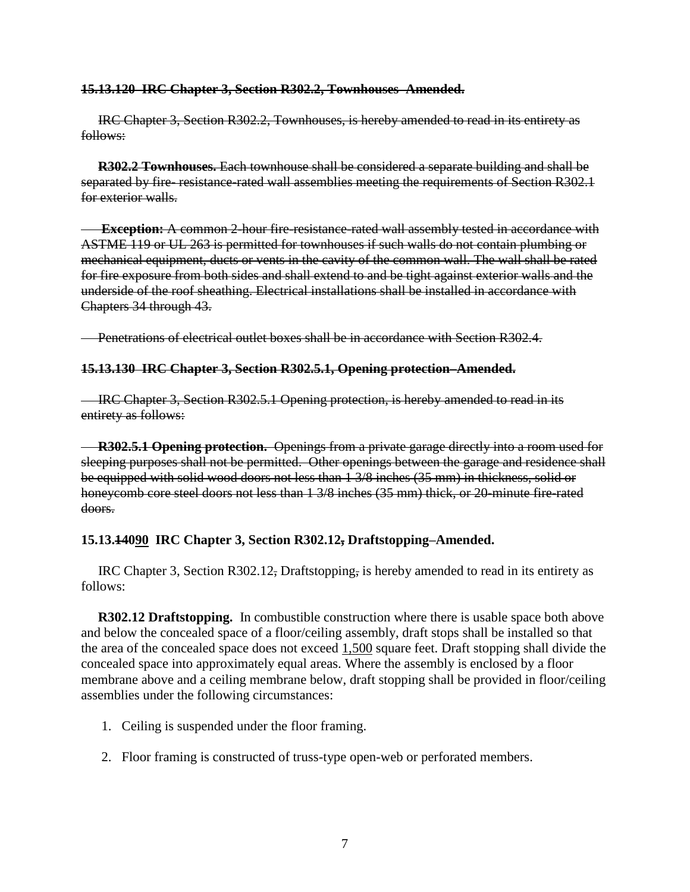~~**15.13.120 IRC Chapter 3, Section R302.2, Townhouses Amended.**~~

~~IRC Chapter 3, Section R302.2, Townhouses, is hereby amended to read in its entirety as follows:~~

~~**R302.2 Townhouses.** Each townhouse shall be considered a separate building and shall be separated by fire- resistance-rated wall assemblies meeting the requirements of Section R302.1 for exterior walls.~~

~~**Exception:** A common 2-hour fire-resistance-rated wall assembly tested in accordance with ASTME 119 or UL 263 is permitted for townhouses if such walls do not contain plumbing or mechanical equipment, ducts or vents in the cavity of the common wall. The wall shall be rated for fire exposure from both sides and shall extend to and be tight against exterior walls and the underside of the roof sheathing. Electrical installations shall be installed in accordance with Chapters 34 through 43.~~

~~Penetrations of electrical outlet boxes shall be in accordance with Section R302.4.~~

~~**15.13.130 IRC Chapter 3, Section R302.5.1, Opening protection–Amended.**~~

~~IRC Chapter 3, Section R302.5.1 Opening protection, is hereby amended to read in its entirety as follows:~~

~~**R302.5.1 Opening protection.** Openings from a private garage directly into a room used for sleeping purposes shall not be permitted. Other openings between the garage and residence shall be equipped with solid wood doors not less than 1 3/8 inches (35 mm) in thickness, solid or honeycomb core steel doors not less than 1 3/8 inches (35 mm) thick, or 20-minute fire-rated doors.~~

**15.13.~~140~~<u>90</u> IRC Chapter 3, Section R302.12~~,~~ Draftstopping–Amended.**

IRC Chapter 3, Section R302.12~~,~~ Draftstopping~~,~~ is hereby amended to read in its entirety as follows:

**R302.12 Draftstopping.** In combustible construction where there is usable space both above and below the concealed space of a floor/ceiling assembly, draft stops shall be installed so that the area of the concealed space does not exceed <u>1,500</u> square feet. Draft stopping shall divide the concealed space into approximately equal areas. Where the assembly is enclosed by a floor membrane above and a ceiling membrane below, draft stopping shall be provided in floor/ceiling assemblies under the following circumstances:

1. Ceiling is suspended under the floor framing.
2. Floor framing is constructed of truss-type open-web or perforated members.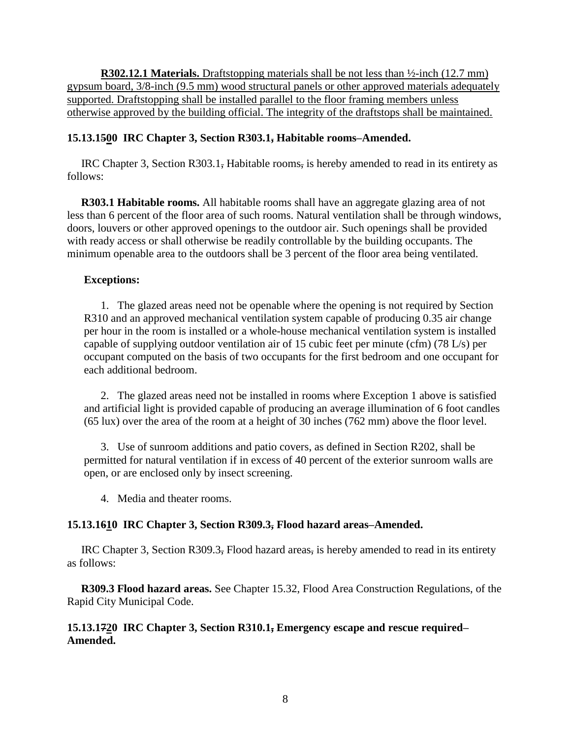**R302.12.1 Materials.** Draftstopping materials shall be not less than ½-inch (12.7 mm) gypsum board, 3/8-inch (9.5 mm) wood structural panels or other approved materials adequately supported. Draftstopping shall be installed parallel to the floor framing members unless otherwise approved by the building official. The integrity of the draftstops shall be maintained.

**15.13.1500 IRC Chapter 3, Section R303.1, Habitable rooms–Amended.**

IRC Chapter 3, Section R303.1, Habitable rooms, is hereby amended to read in its entirety as follows:

**R303.1 Habitable rooms.** All habitable rooms shall have an aggregate glazing area of not less than 6 percent of the floor area of such rooms. Natural ventilation shall be through windows, doors, louvers or other approved openings to the outdoor air. Such openings shall be provided with ready access or shall otherwise be readily controllable by the building occupants. The minimum openable area to the outdoors shall be 3 percent of the floor area being ventilated.

**Exceptions:**

1. The glazed areas need not be openable where the opening is not required by Section R310 and an approved mechanical ventilation system capable of producing 0.35 air change per hour in the room is installed or a whole-house mechanical ventilation system is installed capable of supplying outdoor ventilation air of 15 cubic feet per minute (cfm) (78 L/s) per occupant computed on the basis of two occupants for the first bedroom and one occupant for each additional bedroom.

2. The glazed areas need not be installed in rooms where Exception 1 above is satisfied and artificial light is provided capable of producing an average illumination of 6 foot candles (65 lux) over the area of the room at a height of 30 inches (762 mm) above the floor level.

3. Use of sunroom additions and patio covers, as defined in Section R202, shall be permitted for natural ventilation if in excess of 40 percent of the exterior sunroom walls are open, or are enclosed only by insect screening.

4. Media and theater rooms.

**15.13.1610 IRC Chapter 3, Section R309.3, Flood hazard areas–Amended.**

IRC Chapter 3, Section R309.3, Flood hazard areas, is hereby amended to read in its entirety as follows:

**R309.3 Flood hazard areas.** See Chapter 15.32, Flood Area Construction Regulations, of the Rapid City Municipal Code.

**15.13.1720 IRC Chapter 3, Section R310.1, Emergency escape and rescue required–Amended.**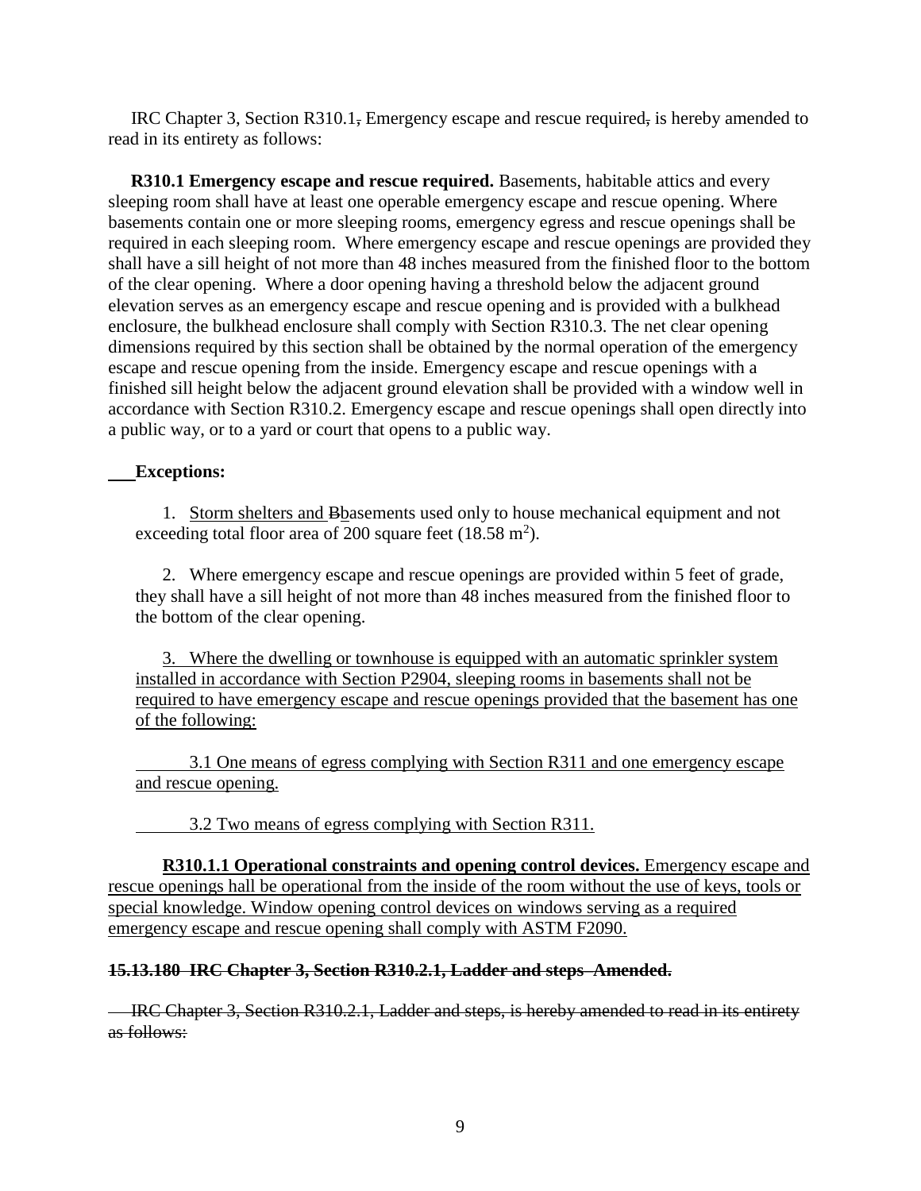IRC Chapter 3, Section R310.1, Emergency escape and rescue required, is hereby amended to read in its entirety as follows:

**R310.1 Emergency escape and rescue required.** Basements, habitable attics and every sleeping room shall have at least one operable emergency escape and rescue opening. Where basements contain one or more sleeping rooms, emergency egress and rescue openings shall be required in each sleeping room. Where emergency escape and rescue openings are provided they shall have a sill height of not more than 48 inches measured from the finished floor to the bottom of the clear opening. Where a door opening having a threshold below the adjacent ground elevation serves as an emergency escape and rescue opening and is provided with a bulkhead enclosure, the bulkhead enclosure shall comply with Section R310.3. The net clear opening dimensions required by this section shall be obtained by the normal operation of the emergency escape and rescue opening from the inside. Emergency escape and rescue openings with a finished sill height below the adjacent ground elevation shall be provided with a window well in accordance with Section R310.2. Emergency escape and rescue openings shall open directly into a public way, or to a yard or court that opens to a public way.

**Exceptions:**

1. Storm shelters and Bbasements used only to house mechanical equipment and not exceeding total floor area of 200 square feet (18.58 $m^2$).

2. Where emergency escape and rescue openings are provided within 5 feet of grade, they shall have a sill height of not more than 48 inches measured from the finished floor to the bottom of the clear opening.

3. Where the dwelling or townhouse is equipped with an automatic sprinkler system installed in accordance with Section P2904, sleeping rooms in basements shall not be required to have emergency escape and rescue openings provided that the basement has one of the following:

   3.1 One means of egress complying with Section R311 and one emergency escape and rescue opening.

   3.2 Two means of egress complying with Section R311.

**R310.1.1 Operational constraints and opening control devices.** Emergency escape and rescue openings hall be operational from the inside of the room without the use of keys, tools or special knowledge. Window opening control devices on windows serving as a required emergency escape and rescue opening shall comply with ASTM F2090.

**~~15.13.180 IRC Chapter 3, Section R310.2.1, Ladder and steps Amended.~~**

~~IRC Chapter 3, Section R310.2.1, Ladder and steps, is hereby amended to read in its entirety as follows:~~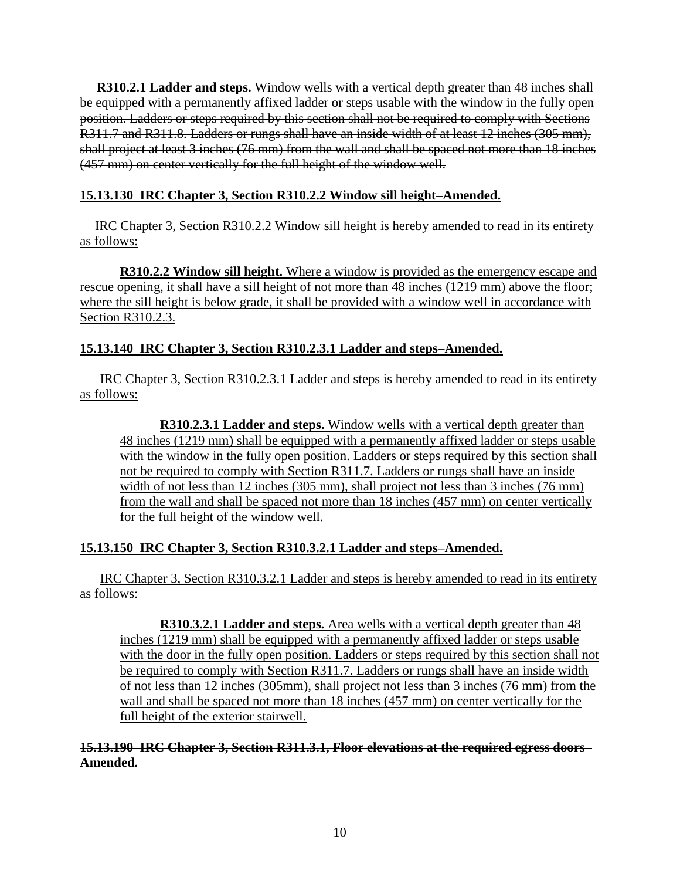~~**R310.2.1 Ladder and steps.** Window wells with a vertical depth greater than 48 inches shall be equipped with a permanently affixed ladder or steps usable with the window in the fully open position. Ladders or steps required by this section shall not be required to comply with Sections R311.7 and R311.8. Ladders or rungs shall have an inside width of at least 12 inches (305 mm), shall project at least 3 inches (76 mm) from the wall and shall be spaced not more than 18 inches (457 mm) on center vertically for the full height of the window well.~~

<u>**15.13.130 IRC Chapter 3, Section R310.2.2 Window sill height–Amended.**</u>

<u>IRC Chapter 3, Section R310.2.2 Window sill height is hereby amended to read in its entirety as follows:</u>

<u>**R310.2.2 Window sill height.** Where a window is provided as the emergency escape and rescue opening, it shall have a sill height of not more than 48 inches (1219 mm) above the floor; where the sill height is below grade, it shall be provided with a window well in accordance with Section R310.2.3.</u>

<u>**15.13.140 IRC Chapter 3, Section R310.2.3.1 Ladder and steps–Amended.**</u>

<u>IRC Chapter 3, Section R310.2.3.1 Ladder and steps is hereby amended to read in its entirety as follows:</u>

> <u>**R310.2.3.1 Ladder and steps.** Window wells with a vertical depth greater than 48 inches (1219 mm) shall be equipped with a permanently affixed ladder or steps usable with the window in the fully open position. Ladders or steps required by this section shall not be required to comply with Section R311.7. Ladders or rungs shall have an inside width of not less than 12 inches (305 mm), shall project not less than 3 inches (76 mm) from the wall and shall be spaced not more than 18 inches (457 mm) on center vertically for the full height of the window well.</u>

<u>**15.13.150 IRC Chapter 3, Section R310.3.2.1 Ladder and steps–Amended.**</u>

<u>IRC Chapter 3, Section R310.3.2.1 Ladder and steps is hereby amended to read in its entirety as follows:</u>

> <u>**R310.3.2.1 Ladder and steps.** Area wells with a vertical depth greater than 48 inches (1219 mm) shall be equipped with a permanently affixed ladder or steps usable with the door in the fully open position. Ladders or steps required by this section shall not be required to comply with Section R311.7. Ladders or rungs shall have an inside width of not less than 12 inches (305mm), shall project not less than 3 inches (76 mm) from the wall and shall be spaced not more than 18 inches (457 mm) on center vertically for the full height of the exterior stairwell.</u>

~~**15.13.190 IRC Chapter 3, Section R311.3.1, Floor elevations at the required egress doors - Amended.**~~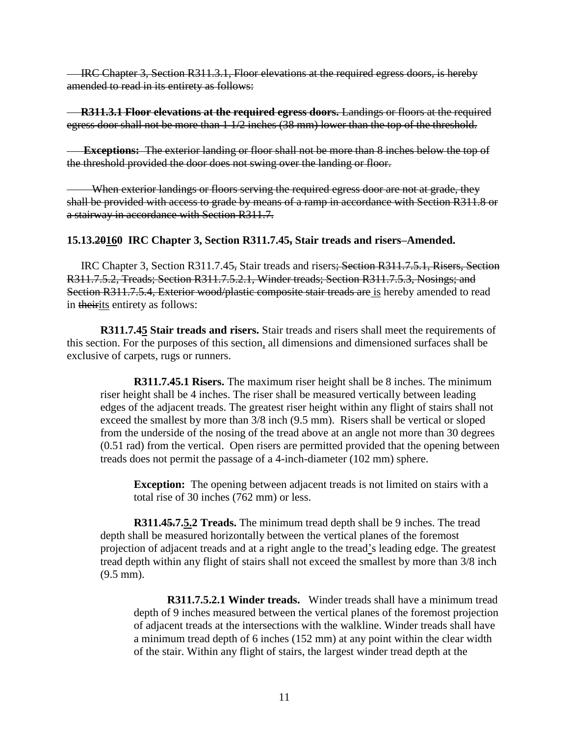~~IRC Chapter 3, Section R311.3.1, Floor elevations at the required egress doors, is hereby amended to read in its entirety as follows:~~

~~**R311.3.1 Floor elevations at the required egress doors.** Landings or floors at the required egress door shall not be more than 1 1/2 inches (38 mm) lower than the top of the threshold.~~

~~**Exceptions:** The exterior landing or floor shall not be more than 8 inches below the top of the threshold provided the door does not swing over the landing or floor.~~

~~When exterior landings or floors serving the required egress door are not at grade, they shall be provided with access to grade by means of a ramp in accordance with Section R311.8 or a stairway in accordance with Section R311.7.~~

**15.13.~~20~~<u>16</u>0 IRC Chapter 3, Section R311.7.4<u>5</u>~~,~~ Stair treads and risers–Amended.**

IRC Chapter 3, Section R311.7.4<u>5</u>~~,~~ Stair treads and risers~~; Section R311.7.5.1, Risers, Section R311.7.5.2, Treads; Section R311.7.5.2.1, Winder treads; Section R311.7.5.3, Nosings; and Section R311.7.5.4, Exterior wood/plastic composite stair treads are~~ <u>is</u> hereby amended to read in ~~their~~<u>its</u> entirety as follows:

**R311.7.4<u>5</u> Stair treads and risers.** Stair treads and risers shall meet the requirements of this section. For the purposes of this section<u>,</u> all dimensions and dimensioned surfaces shall be exclusive of carpets, rugs or runners.

**R311.7.4<u>5</u>.1 Risers.** The maximum riser height shall be 8 inches. The minimum riser height shall be 4 inches. The riser shall be measured vertically between leading edges of the adjacent treads. The greatest riser height within any flight of stairs shall not exceed the smallest by more than 3/8 inch (9.5 mm). Risers shall be vertical or sloped from the underside of the nosing of the tread above at an angle not more than 30 degrees (0.51 rad) from the vertical. Open risers are permitted provided that the opening between treads does not permit the passage of a 4-inch-diameter (102 mm) sphere.

> **Exception:** The opening between adjacent treads is not limited on stairs with a total rise of 30 inches (762 mm) or less.

**R311.4~~5.7.~~<u>5.</u>2 Treads.** The minimum tread depth shall be 9 inches. The tread depth shall be measured horizontally between the vertical planes of the foremost projection of adjacent treads and at a right angle to the tread<u>'</u>s leading edge. The greatest tread depth within any flight of stairs shall not exceed the smallest by more than 3/8 inch (9.5 mm).

**R311.7.5.2.1 Winder treads.** Winder treads shall have a minimum tread depth of 9 inches measured between the vertical planes of the foremost projection of adjacent treads at the intersections with the walkline. Winder treads shall have a minimum tread depth of 6 inches (152 mm) at any point within the clear width of the stair. Within any flight of stairs, the largest winder tread depth at the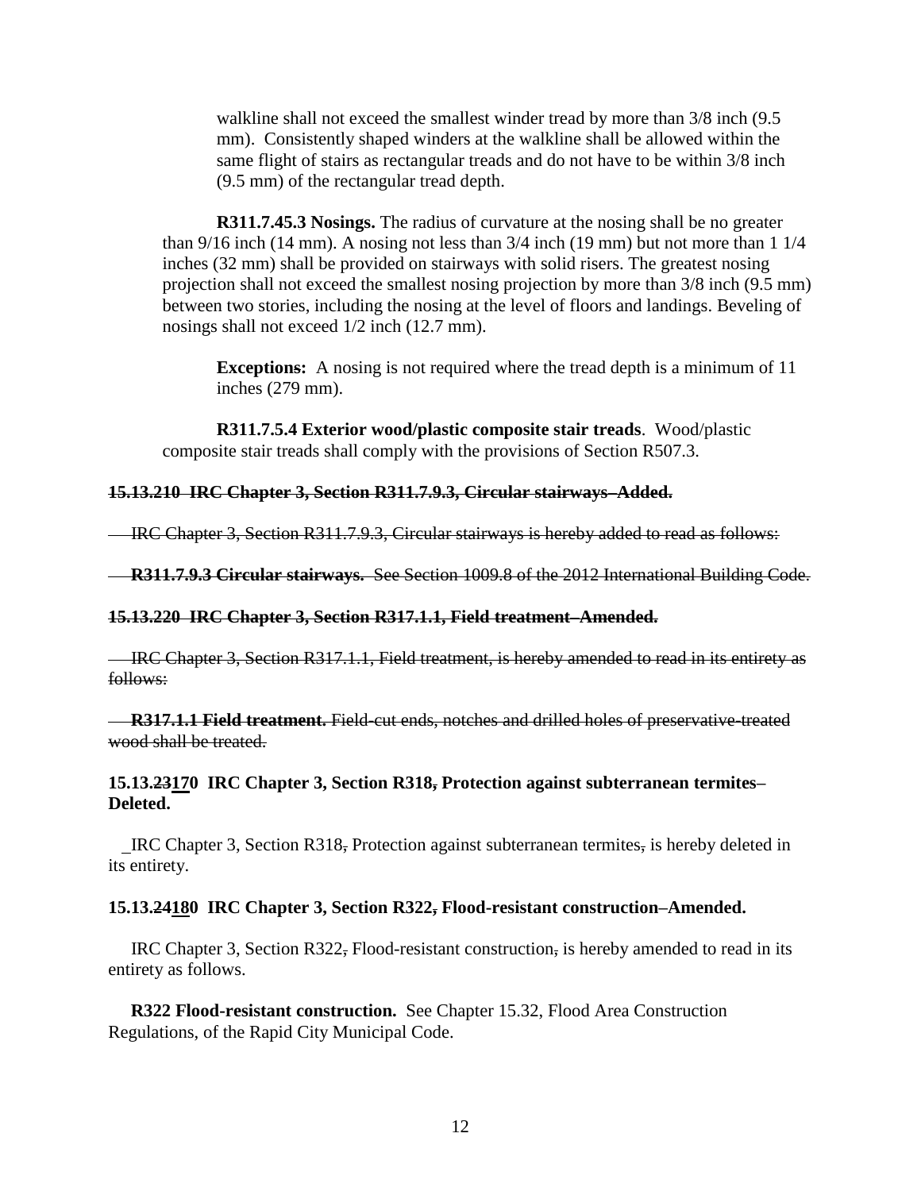walkline shall not exceed the smallest winder tread by more than 3/8 inch (9.5 mm). Consistently shaped winders at the walkline shall be allowed within the same flight of stairs as rectangular treads and do not have to be within 3/8 inch (9.5 mm) of the rectangular tread depth.

**R311.7.45.3 Nosings.** The radius of curvature at the nosing shall be no greater than 9/16 inch (14 mm). A nosing not less than 3/4 inch (19 mm) but not more than 1 1/4 inches (32 mm) shall be provided on stairways with solid risers. The greatest nosing projection shall not exceed the smallest nosing projection by more than 3/8 inch (9.5 mm) between two stories, including the nosing at the level of floors and landings. Beveling of nosings shall not exceed 1/2 inch (12.7 mm).

**Exceptions:** A nosing is not required where the tread depth is a minimum of 11 inches (279 mm).

**R311.7.5.4 Exterior wood/plastic composite stair treads**. Wood/plastic composite stair treads shall comply with the provisions of Section R507.3.

~~**15.13.210 IRC Chapter 3, Section R311.7.9.3, Circular stairways–Added.**~~

~~IRC Chapter 3, Section R311.7.9.3, Circular stairways is hereby added to read as follows:~~

~~**R311.7.9.3 Circular stairways.** See Section 1009.8 of the 2012 International Building Code.~~

~~**15.13.220 IRC Chapter 3, Section R317.1.1, Field treatment–Amended.**~~

~~IRC Chapter 3, Section R317.1.1, Field treatment, is hereby amended to read in its entirety as follows:~~

~~**R317.1.1 Field treatment.** Field-cut ends, notches and drilled holes of preservative-treated wood shall be treated.~~

**15.13.~~23~~170 IRC Chapter 3, Section R318~~,~~ Protection against subterranean termites–Deleted.**

IRC Chapter 3, Section R318~~,~~ Protection against subterranean termites~~,~~ is hereby deleted in its entirety.

**15.13.~~24~~180 IRC Chapter 3, Section R322~~,~~ Flood-resistant construction–Amended.**

IRC Chapter 3, Section R322~~,~~ Flood-resistant construction~~,~~ is hereby amended to read in its entirety as follows.

**R322 Flood-resistant construction.** See Chapter 15.32, Flood Area Construction Regulations, of the Rapid City Municipal Code.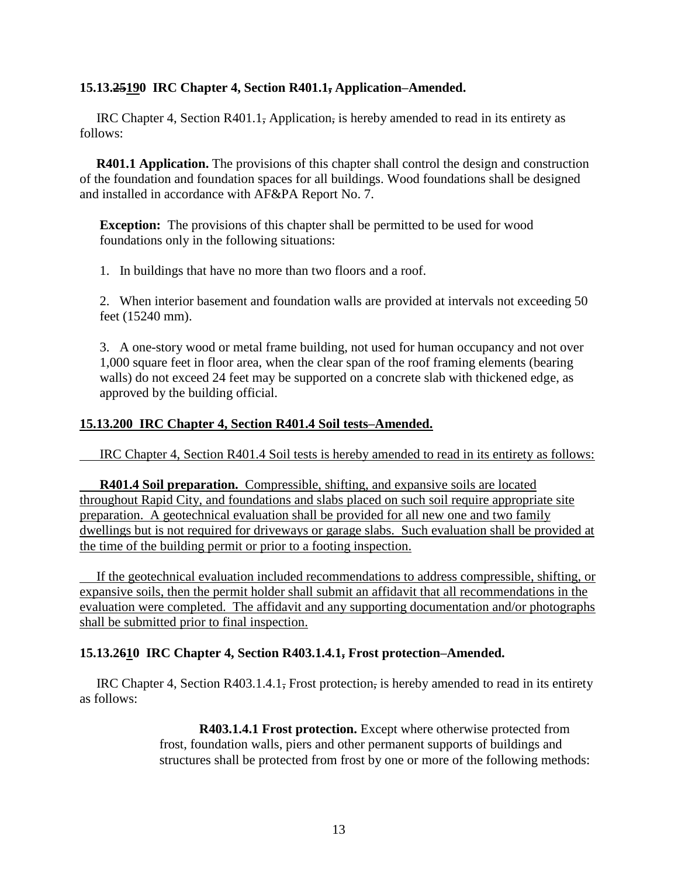**15.13.25190 IRC Chapter 4, Section R401.1, Application–Amended.**

IRC Chapter 4, Section R401.1, Application, is hereby amended to read in its entirety as follows:

**R401.1 Application.** The provisions of this chapter shall control the design and construction of the foundation and foundation spaces for all buildings. Wood foundations shall be designed and installed in accordance with AF&PA Report No. 7.

> **Exception:** The provisions of this chapter shall be permitted to be used for wood foundations only in the following situations:
>
> 1. In buildings that have no more than two floors and a roof.
>
> 2. When interior basement and foundation walls are provided at intervals not exceeding 50 feet (15240 mm).
>
> 3. A one-story wood or metal frame building, not used for human occupancy and not over 1,000 square feet in floor area, when the clear span of the roof framing elements (bearing walls) do not exceed 24 feet may be supported on a concrete slab with thickened edge, as approved by the building official.

**15.13.200 IRC Chapter 4, Section R401.4 Soil tests–Amended.**

IRC Chapter 4, Section R401.4 Soil tests is hereby amended to read in its entirety as follows:

**R401.4 Soil preparation.** Compressible, shifting, and expansive soils are located throughout Rapid City, and foundations and slabs placed on such soil require appropriate site preparation. A geotechnical evaluation shall be provided for all new one and two family dwellings but is not required for driveways or garage slabs. Such evaluation shall be provided at the time of the building permit or prior to a footing inspection.

If the geotechnical evaluation included recommendations to address compressible, shifting, or expansive soils, then the permit holder shall submit an affidavit that all recommendations in the evaluation were completed. The affidavit and any supporting documentation and/or photographs shall be submitted prior to final inspection.

**15.13.26210 IRC Chapter 4, Section R403.1.4.1, Frost protection–Amended.**

IRC Chapter 4, Section R403.1.4.1, Frost protection, is hereby amended to read in its entirety as follows:

> **R403.1.4.1 Frost protection.** Except where otherwise protected from frost, foundation walls, piers and other permanent supports of buildings and structures shall be protected from frost by one or more of the following methods: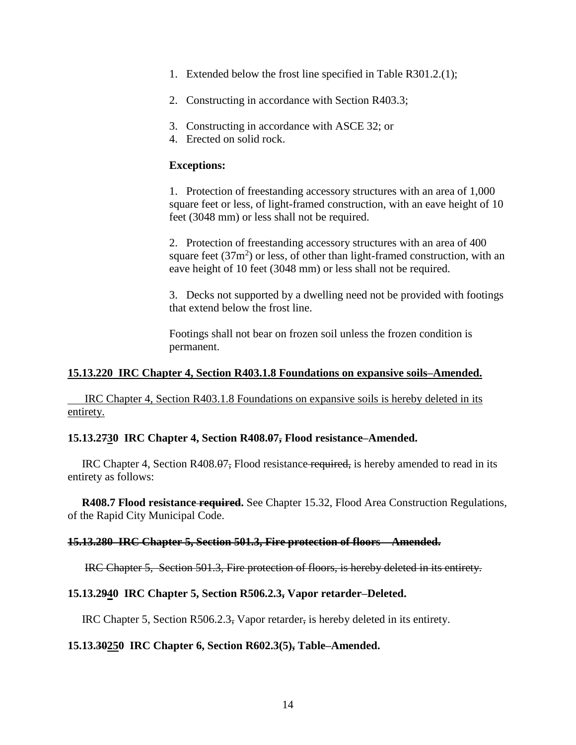1. Extended below the frost line specified in Table R301.2.(1);

2. Constructing in accordance with Section R403.3;

3. Constructing in accordance with ASCE 32; or
4. Erected on solid rock.

**Exceptions:**

1. Protection of freestanding accessory structures with an area of 1,000 square feet or less, of light-framed construction, with an eave height of 10 feet (3048 mm) or less shall not be required.

2. Protection of freestanding accessory structures with an area of 400 square feet ($37m^2$) or less, of other than light-framed construction, with an eave height of 10 feet (3048 mm) or less shall not be required.

3. Decks not supported by a dwelling need not be provided with footings that extend below the frost line.

Footings shall not bear on frozen soil unless the frozen condition is permanent.

<u>**15.13.220 IRC Chapter 4, Section R403.1.8 Foundations on expansive soils–Amended.**</u>

<u>IRC Chapter 4, Section R403.1.8 Foundations on expansive soils is hereby deleted in its entirety.</u>

**15.13.2~~7~~<u>3</u>0 IRC Chapter 4, Section R408.~~0~~7~~,~~ Flood resistance–Amended.**

IRC Chapter 4, Section R408.~~0~~7~~,~~ Flood resistance ~~required,~~ is hereby amended to read in its entirety as follows:

**R408.7 Flood resistance ~~required~~.** See Chapter 15.32, Flood Area Construction Regulations, of the Rapid City Municipal Code.

~~**15.13.280 IRC Chapter 5, Section 501.3, Fire protection of floors – Amended.**~~

~~IRC Chapter 5, Section 501.3, Fire protection of floors, is hereby deleted in its entirety.~~

**15.13.2~~9~~<u>4</u>0 IRC Chapter 5, Section R506.2.3~~,~~ Vapor retarder–Deleted.**

IRC Chapter 5, Section R506.2.3~~,~~ Vapor retarder~~,~~ is hereby deleted in its entirety.

**15.13.~~30~~<u>25</u>0 IRC Chapter 6, Section R602.3(5)~~,~~ Table–Amended.**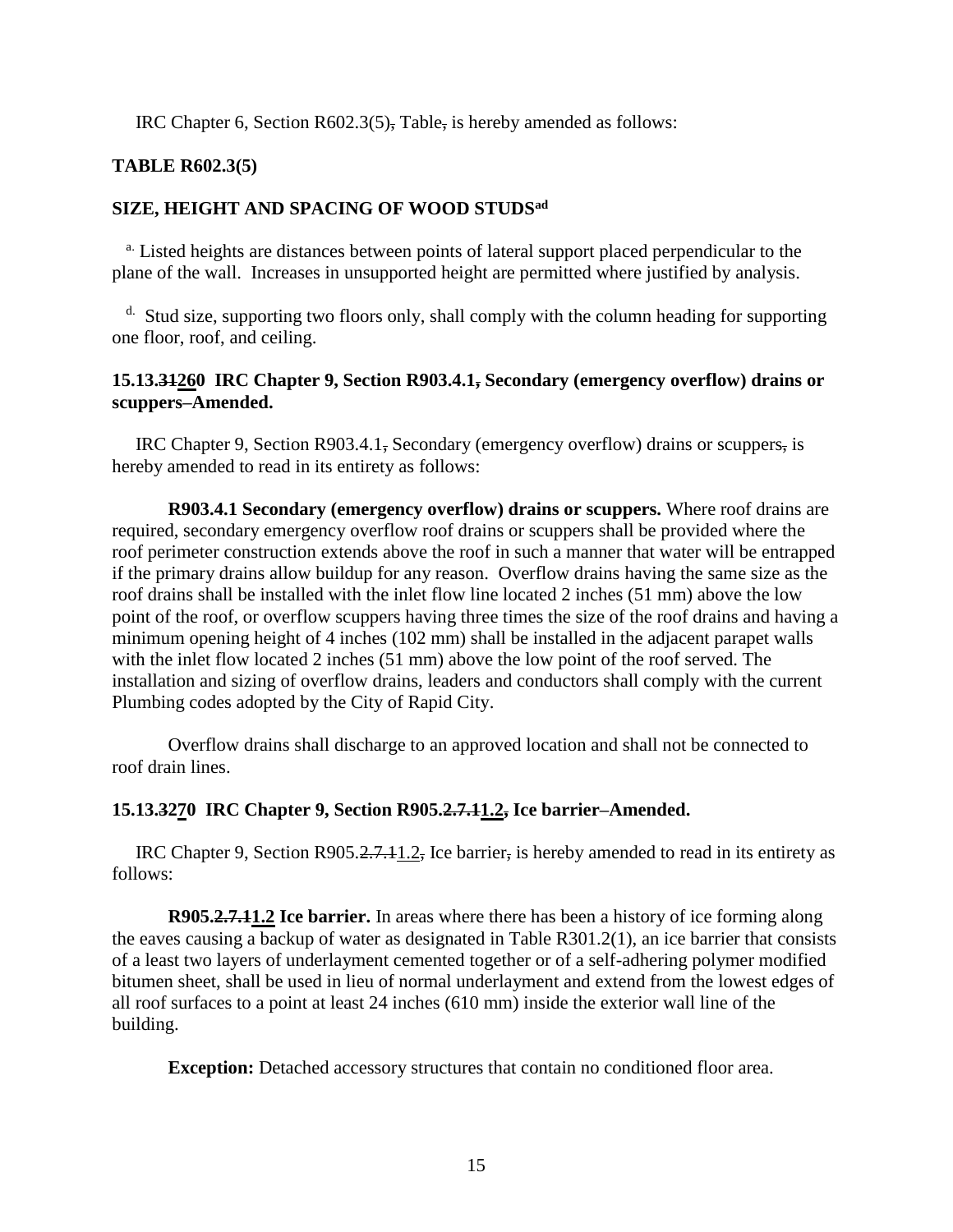IRC Chapter 6, Section R602.3(5), Table, is hereby amended as follows:

**TABLE R602.3(5)**

**SIZE, HEIGHT AND SPACING OF WOOD STUDS[ad]**

[a.] Listed heights are distances between points of lateral support placed perpendicular to the plane of the wall. Increases in unsupported height are permitted where justified by analysis.

[d.] Stud size, supporting two floors only, shall comply with the column heading for supporting one floor, roof, and ceiling.

**15.13.31260 IRC Chapter 9, Section R903.4.1, Secondary (emergency overflow) drains or scuppers–Amended.**

IRC Chapter 9, Section R903.4.1, Secondary (emergency overflow) drains or scuppers, is hereby amended to read in its entirety as follows:

**R903.4.1 Secondary (emergency overflow) drains or scuppers.** Where roof drains are required, secondary emergency overflow roof drains or scuppers shall be provided where the roof perimeter construction extends above the roof in such a manner that water will be entrapped if the primary drains allow buildup for any reason. Overflow drains having the same size as the roof drains shall be installed with the inlet flow line located 2 inches (51 mm) above the low point of the roof, or overflow scuppers having three times the size of the roof drains and having a minimum opening height of 4 inches (102 mm) shall be installed in the adjacent parapet walls with the inlet flow located 2 inches (51 mm) above the low point of the roof served. The installation and sizing of overflow drains, leaders and conductors shall comply with the current Plumbing codes adopted by the City of Rapid City.

Overflow drains shall discharge to an approved location and shall not be connected to roof drain lines.

**15.13.3270 IRC Chapter 9, Section R905.2.7.11.2, Ice barrier–Amended.**

IRC Chapter 9, Section R905.2.7.11.2, Ice barrier, is hereby amended to read in its entirety as follows:

**R905.2.7.11.2 Ice barrier.** In areas where there has been a history of ice forming along the eaves causing a backup of water as designated in Table R301.2(1), an ice barrier that consists of a least two layers of underlayment cemented together or of a self-adhering polymer modified bitumen sheet, shall be used in lieu of normal underlayment and extend from the lowest edges of all roof surfaces to a point at least 24 inches (610 mm) inside the exterior wall line of the building.

**Exception:** Detached accessory structures that contain no conditioned floor area.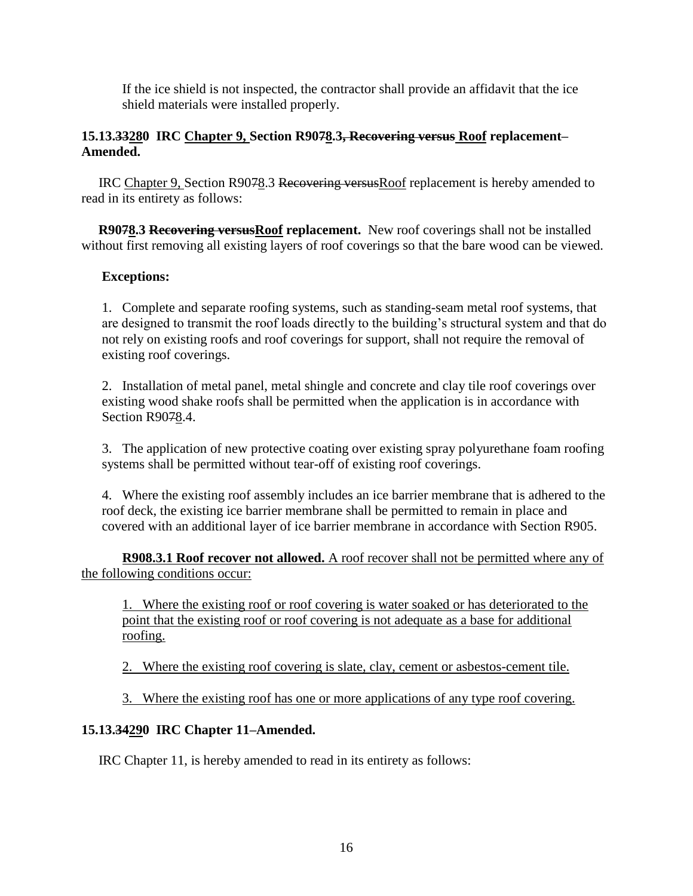If the ice shield is not inspected, the contractor shall provide an affidavit that the ice shield materials were installed properly.

**15.13.~~33~~<u>28</u>0 IRC <u>Chapter 9,</u> Section R90~~7~~<u>8</u>.3~~, Recovering versus~~ <u>Roof</u> replacement–Amended.**

IRC <u>Chapter 9,</u> Section R90~~7~~<u>8</u>.3 ~~Recovering versus~~<u>Roof</u> replacement is hereby amended to read in its entirety as follows:

**R90~~7~~<u>8</u>.3 ~~Recovering versus~~<u>Roof</u> replacement.** New roof coverings shall not be installed without first removing all existing layers of roof coverings so that the bare wood can be viewed.

**Exceptions:**

1. Complete and separate roofing systems, such as standing-seam metal roof systems, that are designed to transmit the roof loads directly to the building's structural system and that do not rely on existing roofs and roof coverings for support, shall not require the removal of existing roof coverings.

2. Installation of metal panel, metal shingle and concrete and clay tile roof coverings over existing wood shake roofs shall be permitted when the application is in accordance with Section R90~~7~~<u>8</u>.4.

3. The application of new protective coating over existing spray polyurethane foam roofing systems shall be permitted without tear-off of existing roof coverings.

4. Where the existing roof assembly includes an ice barrier membrane that is adhered to the roof deck, the existing ice barrier membrane shall be permitted to remain in place and covered with an additional layer of ice barrier membrane in accordance with Section R905.

<u>**R908.3.1 Roof recover not allowed.** A roof recover shall not be permitted where any of the following conditions occur:</u>

<u>1. Where the existing roof or roof covering is water soaked or has deteriorated to the point that the existing roof or roof covering is not adequate as a base for additional roofing.</u>

<u>2. Where the existing roof covering is slate, clay, cement or asbestos-cement tile.</u>

<u>3. Where the existing roof has one or more applications of any type roof covering.</u>

**15.13.~~34~~<u>29</u>0 IRC Chapter 11–Amended.**

IRC Chapter 11, is hereby amended to read in its entirety as follows: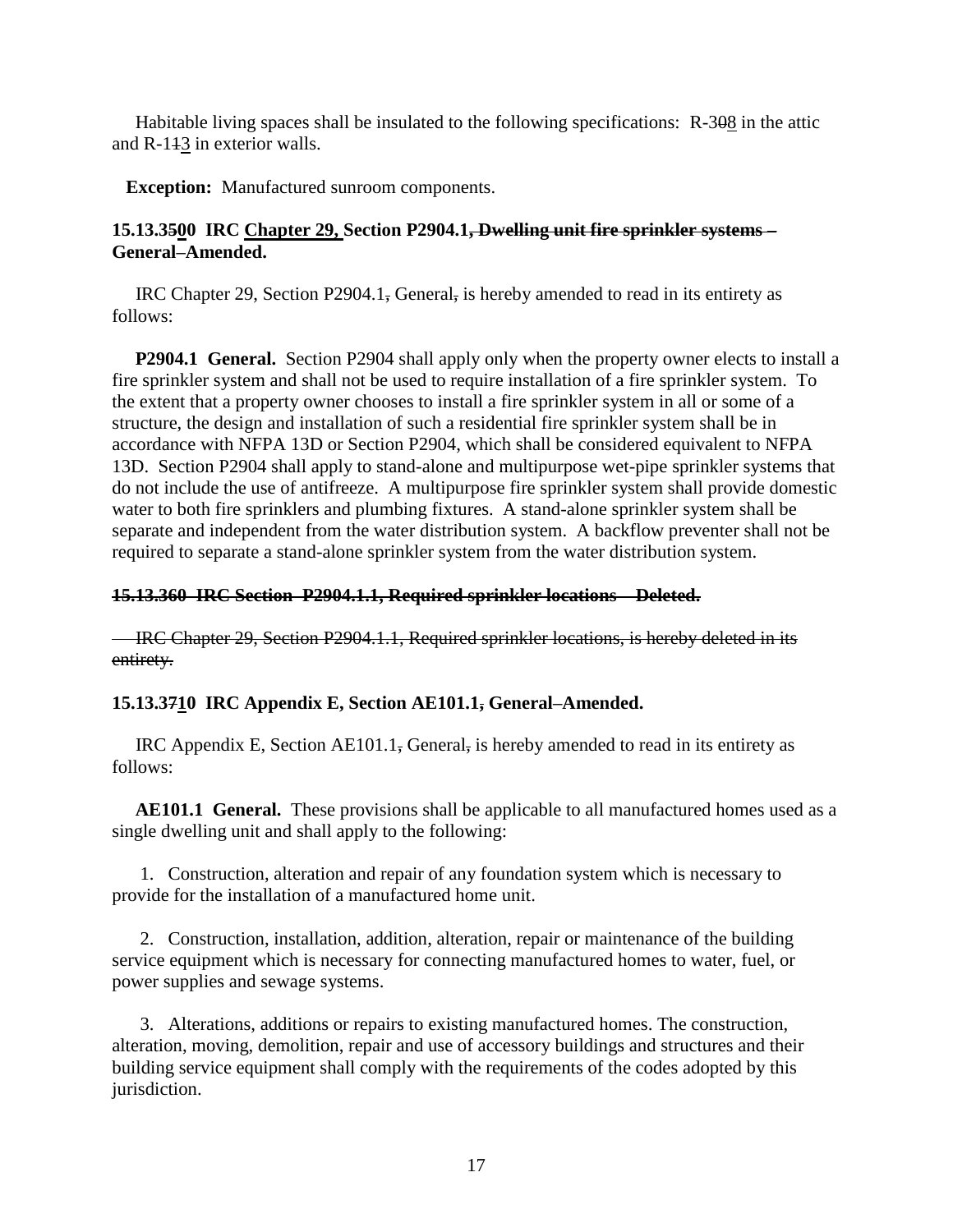Habitable living spaces shall be insulated to the following specifications: R-~~30~~8 in the attic and R-1~~1~~3 in exterior walls.

**Exception:** Manufactured sunroom components.

**15.13.3~~5~~00 IRC Chapter 29, Section P2904.1~~, Dwelling unit fire sprinkler systems –~~ General–Amended.**

IRC Chapter 29, Section P2904.1~~,~~ General~~,~~ is hereby amended to read in its entirety as follows:

**P2904.1 General.** Section P2904 shall apply only when the property owner elects to install a fire sprinkler system and shall not be used to require installation of a fire sprinkler system. To the extent that a property owner chooses to install a fire sprinkler system in all or some of a structure, the design and installation of such a residential fire sprinkler system shall be in accordance with NFPA 13D or Section P2904, which shall be considered equivalent to NFPA 13D. Section P2904 shall apply to stand-alone and multipurpose wet-pipe sprinkler systems that do not include the use of antifreeze. A multipurpose fire sprinkler system shall provide domestic water to both fire sprinklers and plumbing fixtures. A stand-alone sprinkler system shall be separate and independent from the water distribution system. A backflow preventer shall not be required to separate a stand-alone sprinkler system from the water distribution system.

~~**15.13.360 IRC Section P2904.1.1, Required sprinkler locations – Deleted.**~~

~~IRC Chapter 29, Section P2904.1.1, Required sprinkler locations, is hereby deleted in its entirety.~~

**15.13.3~~7~~10 IRC Appendix E, Section AE101.1~~,~~ General–Amended.**

IRC Appendix E, Section AE101.1~~,~~ General~~,~~ is hereby amended to read in its entirety as follows:

**AE101.1 General.** These provisions shall be applicable to all manufactured homes used as a single dwelling unit and shall apply to the following:

1. Construction, alteration and repair of any foundation system which is necessary to provide for the installation of a manufactured home unit.

2. Construction, installation, addition, alteration, repair or maintenance of the building service equipment which is necessary for connecting manufactured homes to water, fuel, or power supplies and sewage systems.

3. Alterations, additions or repairs to existing manufactured homes. The construction, alteration, moving, demolition, repair and use of accessory buildings and structures and their building service equipment shall comply with the requirements of the codes adopted by this jurisdiction.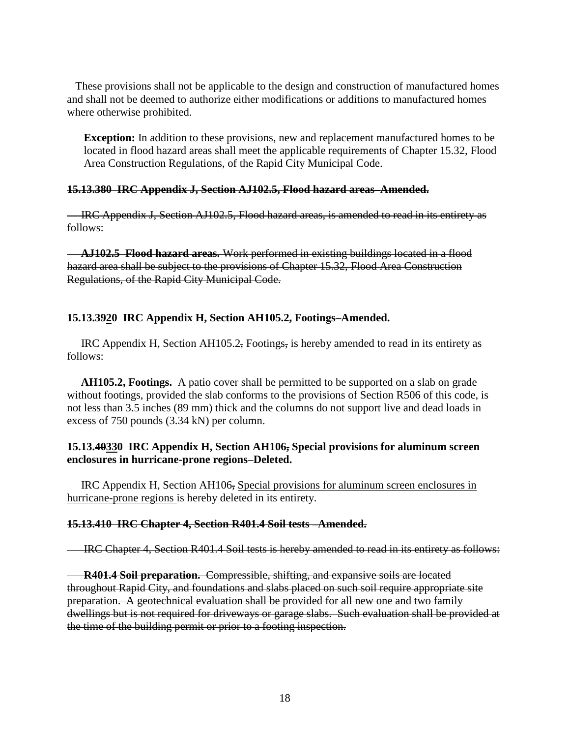These provisions shall not be applicable to the design and construction of manufactured homes and shall not be deemed to authorize either modifications or additions to manufactured homes where otherwise prohibited.

> **Exception:** In addition to these provisions, new and replacement manufactured homes to be located in flood hazard areas shall meet the applicable requirements of Chapter 15.32, Flood Area Construction Regulations, of the Rapid City Municipal Code.

~~**15.13.380 IRC Appendix J, Section AJ102.5, Flood hazard areas–Amended.**~~

~~IRC Appendix J, Section AJ102.5, Flood hazard areas, is amended to read in its entirety as follows:~~

~~**AJ102.5 Flood hazard areas.** Work performed in existing buildings located in a flood hazard area shall be subject to the provisions of Chapter 15.32, Flood Area Construction Regulations, of the Rapid City Municipal Code.~~

**15.13.3~~9~~<u>2</u>0 IRC Appendix H, Section AH105.2~~,~~ Footings–Amended.**

IRC Appendix H, Section AH105.2~~,~~ Footings~~,~~ is hereby amended to read in its entirety as follows:

**AH105.2~~,~~ Footings.** A patio cover shall be permitted to be supported on a slab on grade without footings, provided the slab conforms to the provisions of Section R506 of this code, is not less than 3.5 inches (89 mm) thick and the columns do not support live and dead loads in excess of 750 pounds (3.34 kN) per column.

**15.13.~~40~~<u>33</u>0 IRC Appendix H, Section AH106~~,~~ Special provisions for aluminum screen enclosures in hurricane-prone regions–Deleted.**

IRC Appendix H, Section AH106~~,~~ <u>Special provisions for aluminum screen enclosures in hurricane-prone regions</u> is hereby deleted in its entirety.

~~**15.13.410 IRC Chapter 4, Section R401.4 Soil tests –Amended.**~~

~~IRC Chapter 4, Section R401.4 Soil tests is hereby amended to read in its entirety as follows:~~

~~**R401.4 Soil preparation.** Compressible, shifting, and expansive soils are located throughout Rapid City, and foundations and slabs placed on such soil require appropriate site preparation. A geotechnical evaluation shall be provided for all new one and two family dwellings but is not required for driveways or garage slabs. Such evaluation shall be provided at the time of the building permit or prior to a footing inspection.~~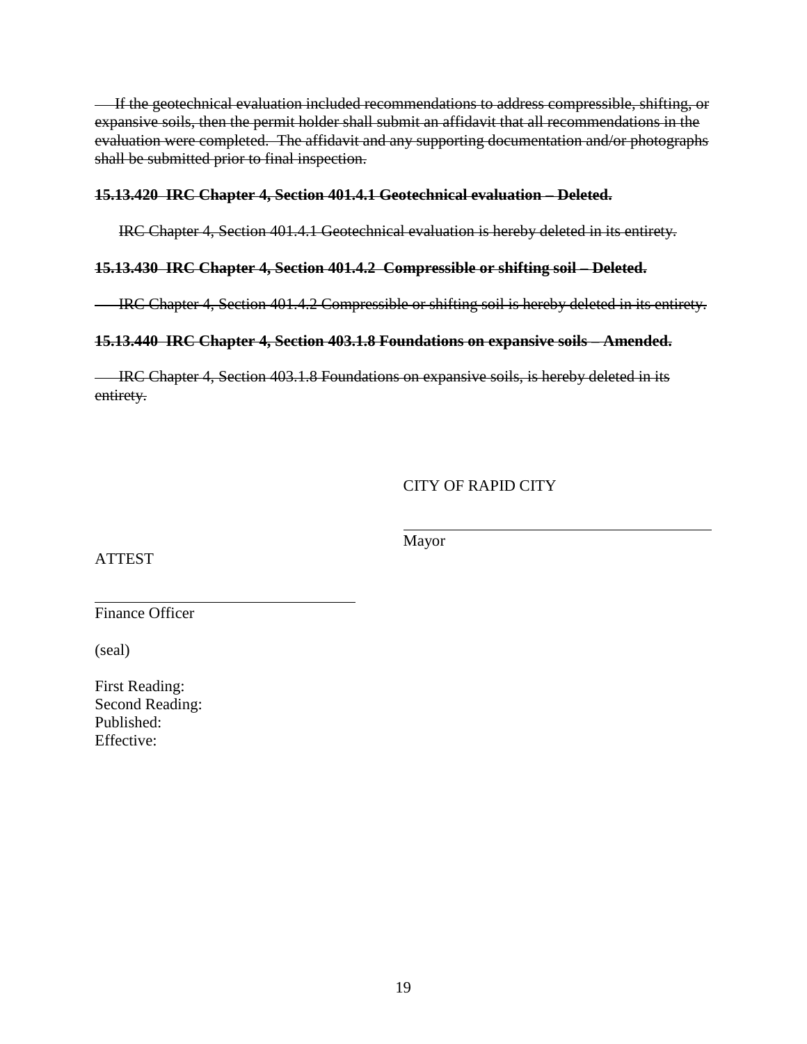~~If the geotechnical evaluation included recommendations to address compressible, shifting, or expansive soils, then the permit holder shall submit an affidavit that all recommendations in the evaluation were completed. The affidavit and any supporting documentation and/or photographs shall be submitted prior to final inspection.~~

~~**15.13.420 IRC Chapter 4, Section 401.4.1 Geotechnical evaluation – Deleted.**~~

~~IRC Chapter 4, Section 401.4.1 Geotechnical evaluation is hereby deleted in its entirety.~~

~~**15.13.430 IRC Chapter 4, Section 401.4.2 Compressible or shifting soil – Deleted.**~~

~~IRC Chapter 4, Section 401.4.2 Compressible or shifting soil is hereby deleted in its entirety.~~

~~**15.13.440 IRC Chapter 4, Section 403.1.8 Foundations on expansive soils – Amended.**~~

~~IRC Chapter 4, Section 403.1.8 Foundations on expansive soils, is hereby deleted in its entirety.~~

CITY OF RAPID CITY

\_\_\_\_\_\_\_\_\_\_\_\_\_\_\_\_\_\_\_\_\_\_\_\_\_\_\_\_\_\_\_\_\_\_\_\_\_\_\_\_
Mayor

ATTEST

\_\_\_\_\_\_\_\_\_\_\_\_\_\_\_\_\_\_\_\_\_\_\_\_\_\_\_\_\_\_\_\_
Finance Officer

(seal)

First Reading:
Second Reading:
Published:
Effective: